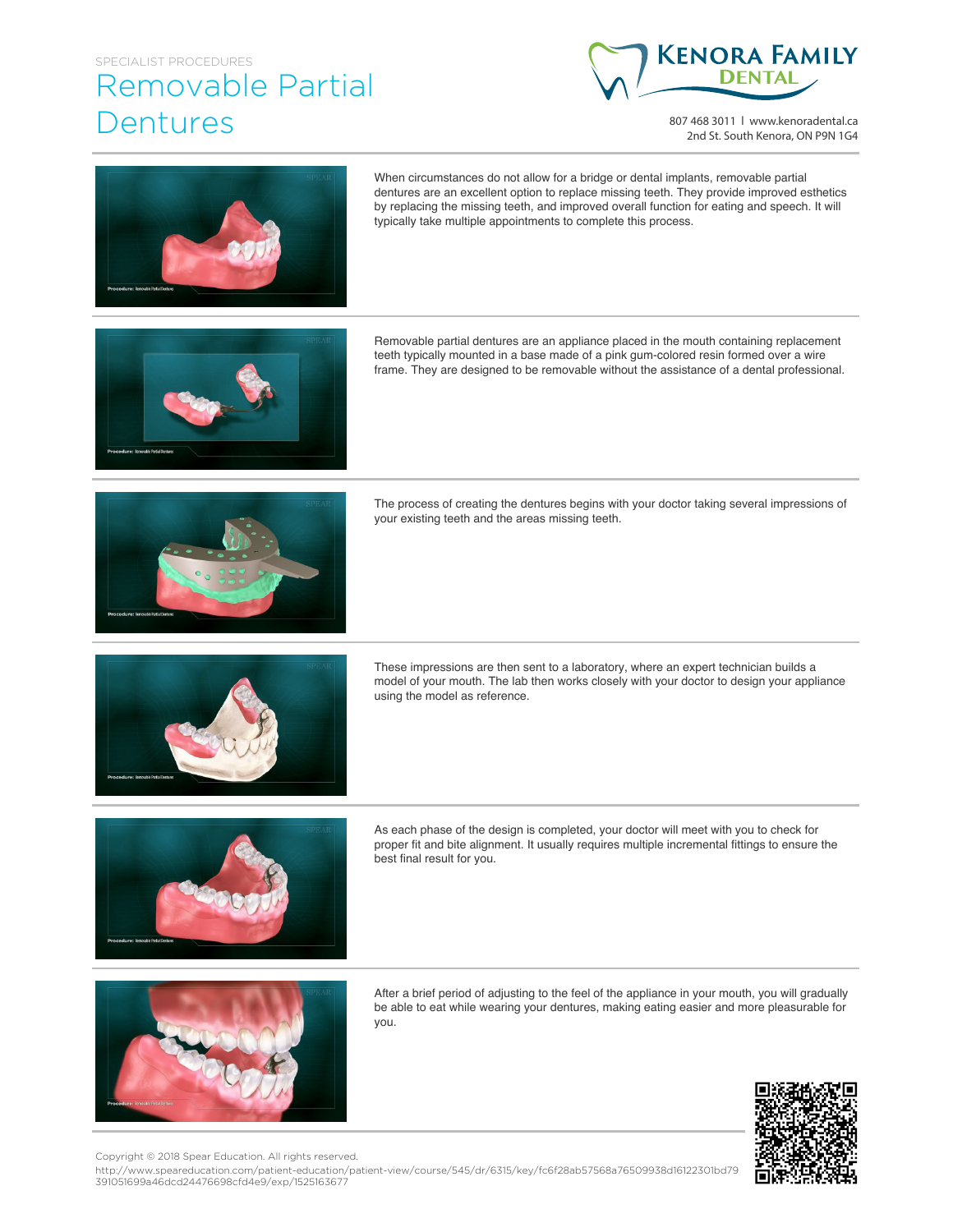SPECIALIST PROCEDURES

# Removable Partial Dentures

**KENORA FAMILY DENTAL**

807 468 3011 | www.kenoradental.ca
2nd St. South Kenora, ON P9N 1G4

When circumstances do not allow for a bridge or dental implants, removable partial dentures are an excellent option to replace missing teeth. They provide improved esthetics by replacing the missing teeth, and improved overall function for eating and speech. It will typically take multiple appointments to complete this process.

Removable partial dentures are an appliance placed in the mouth containing replacement teeth typically mounted in a base made of a pink gum-colored resin formed over a wire frame. They are designed to be removable without the assistance of a dental professional.

The process of creating the dentures begins with your doctor taking several impressions of your existing teeth and the areas missing teeth.

These impressions are then sent to a laboratory, where an expert technician builds a model of your mouth. The lab then works closely with your doctor to design your appliance using the model as reference.

As each phase of the design is completed, your doctor will meet with you to check for proper fit and bite alignment. It usually requires multiple incremental fittings to ensure the best final result for you.

After a brief period of adjusting to the feel of the appliance in your mouth, you will gradually be able to eat while wearing your dentures, making eating easier and more pleasurable for you.

Copyright © 2018 Spear Education. All rights reserved.
http://www.speareducation.com/patient-education/patient-view/course/545/dr/6315/key/fc6f28ab57568a76509938d16122301bd79391051699a46dcd24476698cfd4e9/exp/1525163677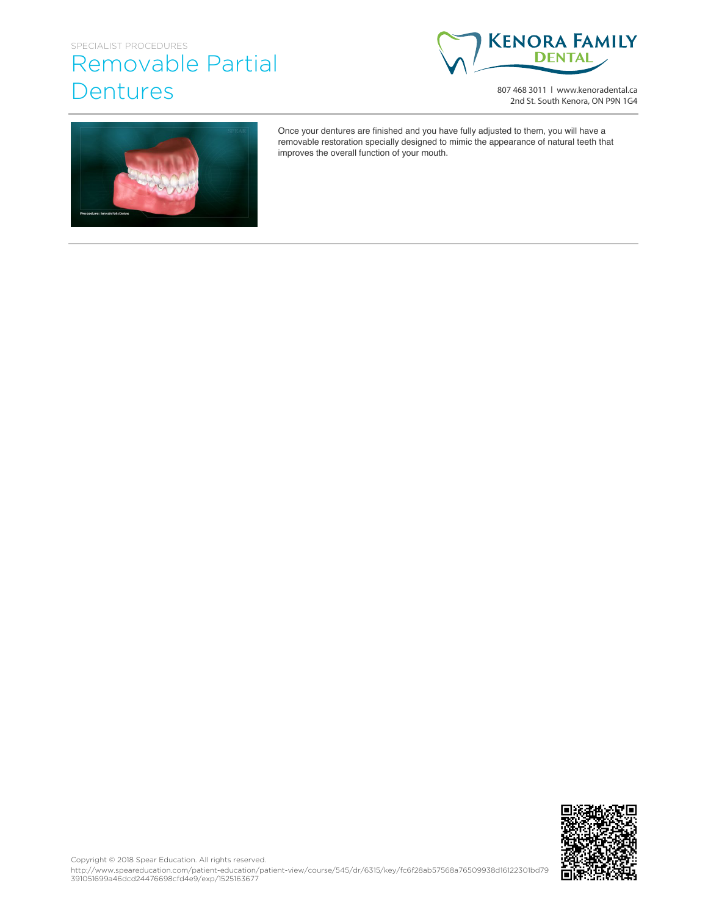SPECIALIST PROCEDURES

# Removable Partial Dentures

807 468 3011 | www.kenoradental.ca
2nd St. South Kenora, ON P9N 1G4

Once your dentures are finished and you have fully adjusted to them, you will have a removable restoration specially designed to mimic the appearance of natural teeth that improves the overall function of your mouth.

Copyright © 2018 Spear Education. All rights reserved.
http://www.speareducation.com/patient-education/patient-view/course/545/dr/6315/key/fc6f28ab57568a76509938d16122301bd79391051699a46dcd24476698cfd4e9/exp/1525163677